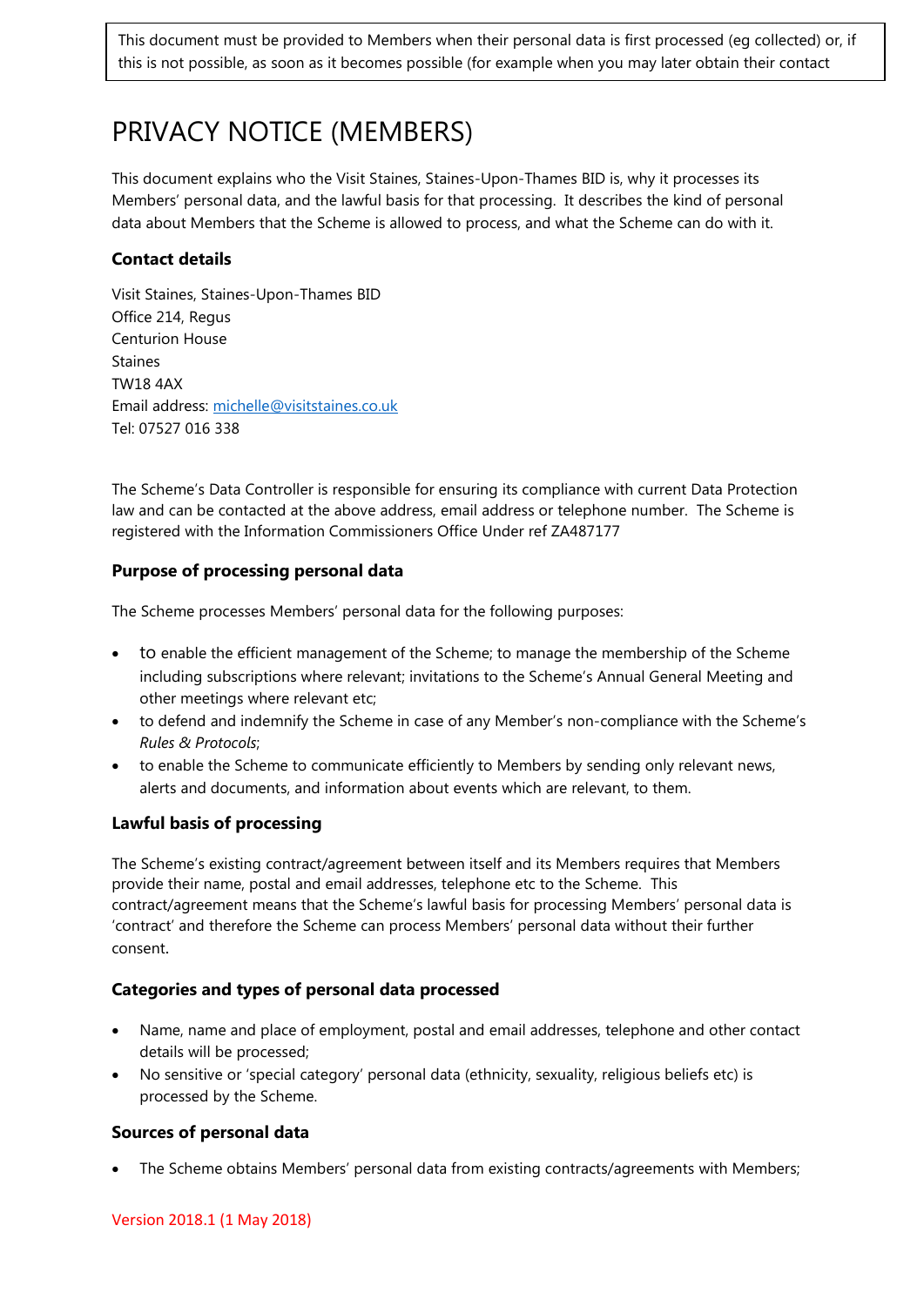This document must be provided to Members when their personal data is first processed (eg collected) or, if this is not possible, as soon as it becomes possible (for example when you may later obtain their contact

# PRIVACY NOTICE (MEMBERS)

This document explains who the Visit Staines, Staines-Upon-Thames BID is, why it processes its Members' personal data, and the lawful basis for that processing. It describes the kind of personal data about Members that the Scheme is allowed to process, and what the Scheme can do with it.

### Contact details

Visit Staines, Staines-Upon-Thames BID
Office 214, Regus
Centurion House
Staines
TW18 4AX
Email address: michelle@visitstaines.co.uk
Tel: 07527 016 338

The Scheme's Data Controller is responsible for ensuring its compliance with current Data Protection law and can be contacted at the above address, email address or telephone number. The Scheme is registered with the Information Commissioners Office Under ref ZA487177

### Purpose of processing personal data

The Scheme processes Members' personal data for the following purposes:

- to enable the efficient management of the Scheme; to manage the membership of the Scheme including subscriptions where relevant; invitations to the Scheme's Annual General Meeting and other meetings where relevant etc;
- to defend and indemnify the Scheme in case of any Member's non-compliance with the Scheme's *Rules & Protocols*;
- to enable the Scheme to communicate efficiently to Members by sending only relevant news, alerts and documents, and information about events which are relevant, to them.

### Lawful basis of processing

The Scheme's existing contract/agreement between itself and its Members requires that Members provide their name, postal and email addresses, telephone etc to the Scheme. This contract/agreement means that the Scheme's lawful basis for processing Members' personal data is 'contract' and therefore the Scheme can process Members' personal data without their further consent.

### Categories and types of personal data processed

- Name, name and place of employment, postal and email addresses, telephone and other contact details will be processed;
- No sensitive or 'special category' personal data (ethnicity, sexuality, religious beliefs etc) is processed by the Scheme.

### Sources of personal data

- The Scheme obtains Members' personal data from existing contracts/agreements with Members;

Version 2018.1 (1 May 2018)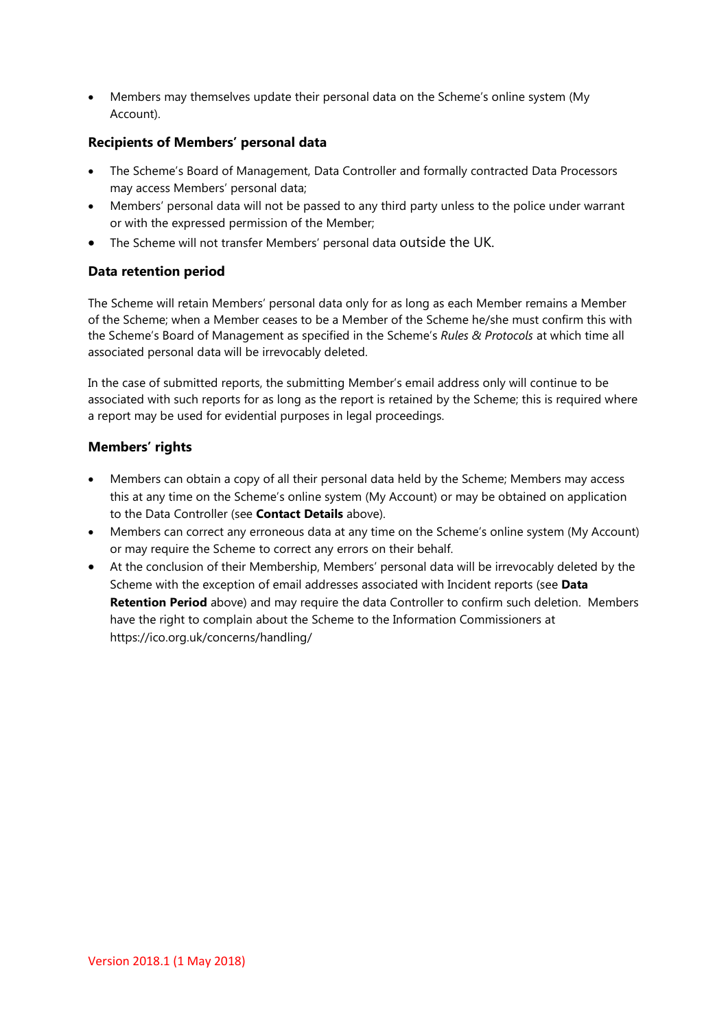- Members may themselves update their personal data on the Scheme's online system (My Account).

### Recipients of Members' personal data

- The Scheme's Board of Management, Data Controller and formally contracted Data Processors may access Members' personal data;
- Members' personal data will not be passed to any third party unless to the police under warrant or with the expressed permission of the Member;
- The Scheme will not transfer Members' personal data outside the UK.

### Data retention period

The Scheme will retain Members' personal data only for as long as each Member remains a Member of the Scheme; when a Member ceases to be a Member of the Scheme he/she must confirm this with the Scheme's Board of Management as specified in the Scheme's *Rules & Protocols* at which time all associated personal data will be irrevocably deleted.

In the case of submitted reports, the submitting Member's email address only will continue to be associated with such reports for as long as the report is retained by the Scheme; this is required where a report may be used for evidential purposes in legal proceedings.

### Members' rights

- Members can obtain a copy of all their personal data held by the Scheme; Members may access this at any time on the Scheme's online system (My Account) or may be obtained on application to the Data Controller (see **Contact Details** above).
- Members can correct any erroneous data at any time on the Scheme's online system (My Account) or may require the Scheme to correct any errors on their behalf.
- At the conclusion of their Membership, Members' personal data will be irrevocably deleted by the Scheme with the exception of email addresses associated with Incident reports (see **Data Retention Period** above) and may require the data Controller to confirm such deletion. Members have the right to complain about the Scheme to the Information Commissioners at https://ico.org.uk/concerns/handling/

Version 2018.1 (1 May 2018)